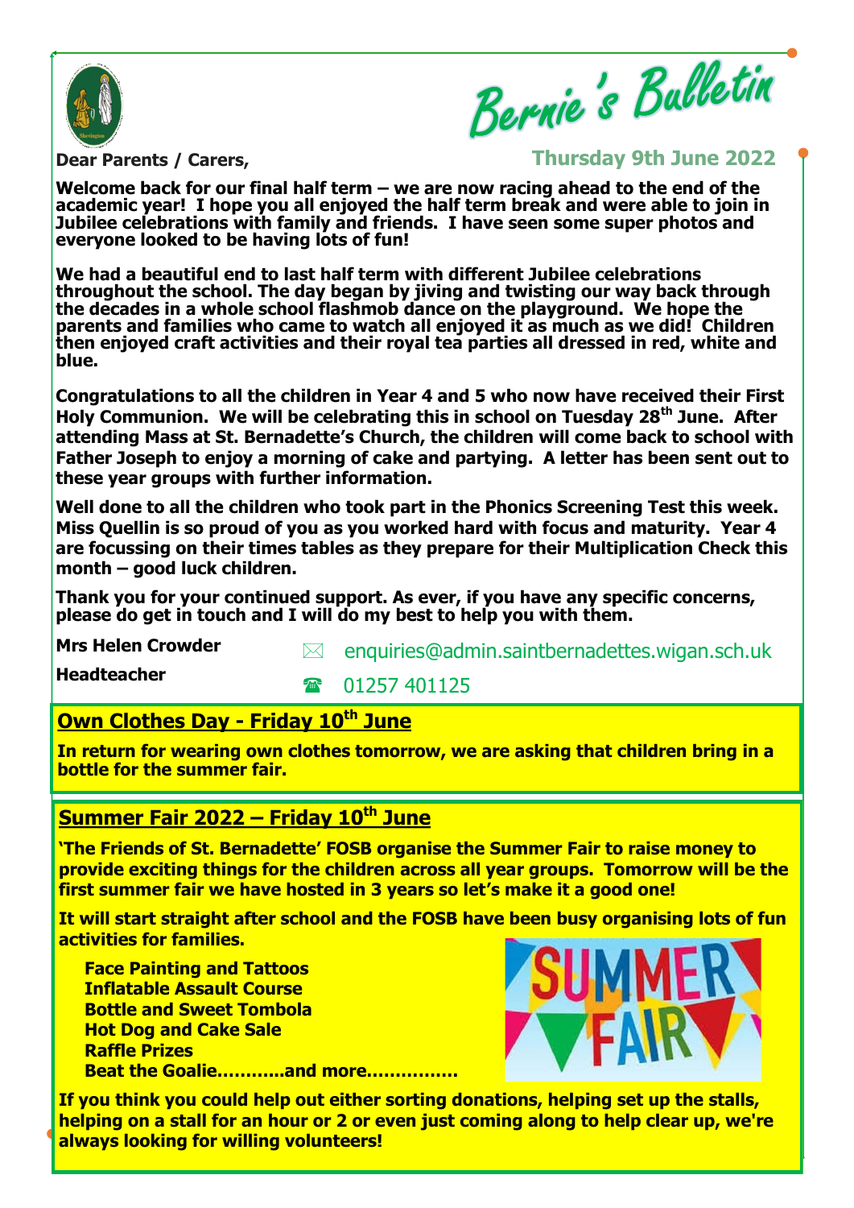# Bernie's Bulletin

**Dear Parents / Carers,**

**Thursday 9th June 2022**

**Welcome back for our final half term – we are now racing ahead to the end of the academic year! I hope you all enjoyed the half term break and were able to join in Jubilee celebrations with family and friends. I have seen some super photos and everyone looked to be having lots of fun!**

**We had a beautiful end to last half term with different Jubilee celebrations throughout the school. The day began by jiving and twisting our way back through the decades in a whole school flashmob dance on the playground. We hope the parents and families who came to watch all enjoyed it as much as we did! Children then enjoyed craft activities and their royal tea parties all dressed in red, white and blue.**

**Congratulations to all the children in Year 4 and 5 who now have received their First Holy Communion. We will be celebrating this in school on Tuesday 28th June. After attending Mass at St. Bernadette's Church, the children will come back to school with Father Joseph to enjoy a morning of cake and partying. A letter has been sent out to these year groups with further information.**

**Well done to all the children who took part in the Phonics Screening Test this week. Miss Quellin is so proud of you as you worked hard with focus and maturity. Year 4 are focussing on their times tables as they prepare for their Multiplication Check this month – good luck children.**

**Thank you for your continued support. As ever, if you have any specific concerns, please do get in touch and I will do my best to help you with them.**

**Mrs Helen Crowder**

**Headteacher**

✉ enquiries@admin.saintbernadettes.wigan.sch.uk

☎ 01257 401125

## Own Clothes Day - Friday 10th June

**In return for wearing own clothes tomorrow, we are asking that children bring in a bottle for the summer fair.**

## Summer Fair 2022 – Friday 10th June

**'The Friends of St. Bernadette' FOSB organise the Summer Fair to raise money to provide exciting things for the children across all year groups. Tomorrow will be the first summer fair we have hosted in 3 years so let's make it a good one!**

**It will start straight after school and the FOSB have been busy organising lots of fun activities for families.**

**Face Painting and Tattoos**
**Inflatable Assault Course**
**Bottle and Sweet Tombola**
**Hot Dog and Cake Sale**
**Raffle Prizes**
**Beat the Goalie...........and more................**

**If you think you could help out either sorting donations, helping set up the stalls, helping on a stall for an hour or 2 or even just coming along to help clear up, we're always looking for willing volunteers!**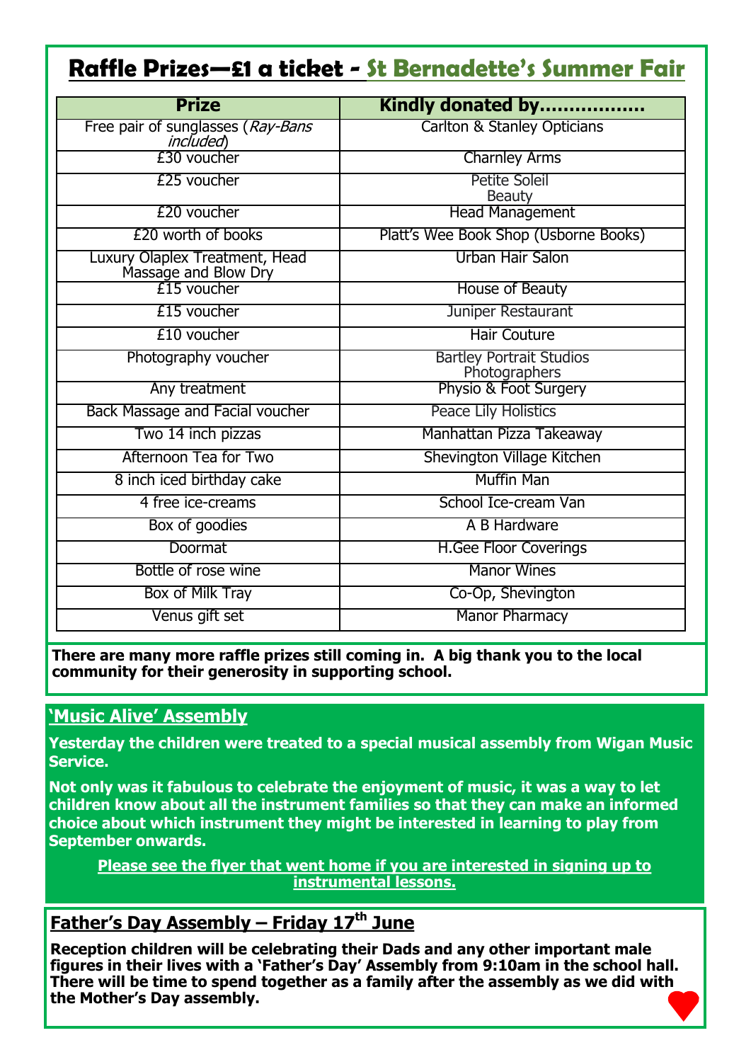## Raffle Prizes—£1 a ticket - St Bernadette's Summer Fair

| Prize | Kindly donated by……………… |
|---|---|
| Free pair of sunglasses (*Ray-Bans included*) | Carlton & Stanley Opticians |
| £30 voucher | Charnley Arms |
| £25 voucher | Petite Soleil Beauty |
| £20 voucher | Head Management |
| £20 worth of books | Platt's Wee Book Shop (Usborne Books) |
| Luxury Olaplex Treatment, Head Massage and Blow Dry | Urban Hair Salon |
| £15 voucher | House of Beauty |
| £15 voucher | Juniper Restaurant |
| £10 voucher | Hair Couture |
| Photography voucher | Bartley Portrait Studios Photographers |
| Any treatment | Physio & Foot Surgery |
| Back Massage and Facial voucher | Peace Lily Holistics |
| Two 14 inch pizzas | Manhattan Pizza Takeaway |
| Afternoon Tea for Two | Shevington Village Kitchen |
| 8 inch iced birthday cake | Muffin Man |
| 4 free ice-creams | School Ice-cream Van |
| Box of goodies | A B Hardware |
| Doormat | H.Gee Floor Coverings |
| Bottle of rose wine | Manor Wines |
| Box of Milk Tray | Co-Op, Shevington |
| Venus gift set | Manor Pharmacy |

**There are many more raffle prizes still coming in. A big thank you to the local community for their generosity in supporting school.**

## 'Music Alive' Assembly

**Yesterday the children were treated to a special musical assembly from Wigan Music Service.**

**Not only was it fabulous to celebrate the enjoyment of music, it was a way to let children know about all the instrument families so that they can make an informed choice about which instrument they might be interested in learning to play from September onwards.**

**Please see the flyer that went home if you are interested in signing up to instrumental lessons.**

## Father's Day Assembly – Friday 17th June

**Reception children will be celebrating their Dads and any other important male figures in their lives with a 'Father's Day' Assembly from 9:10am in the school hall. There will be time to spend together as a family after the assembly as we did with the Mother's Day assembly.**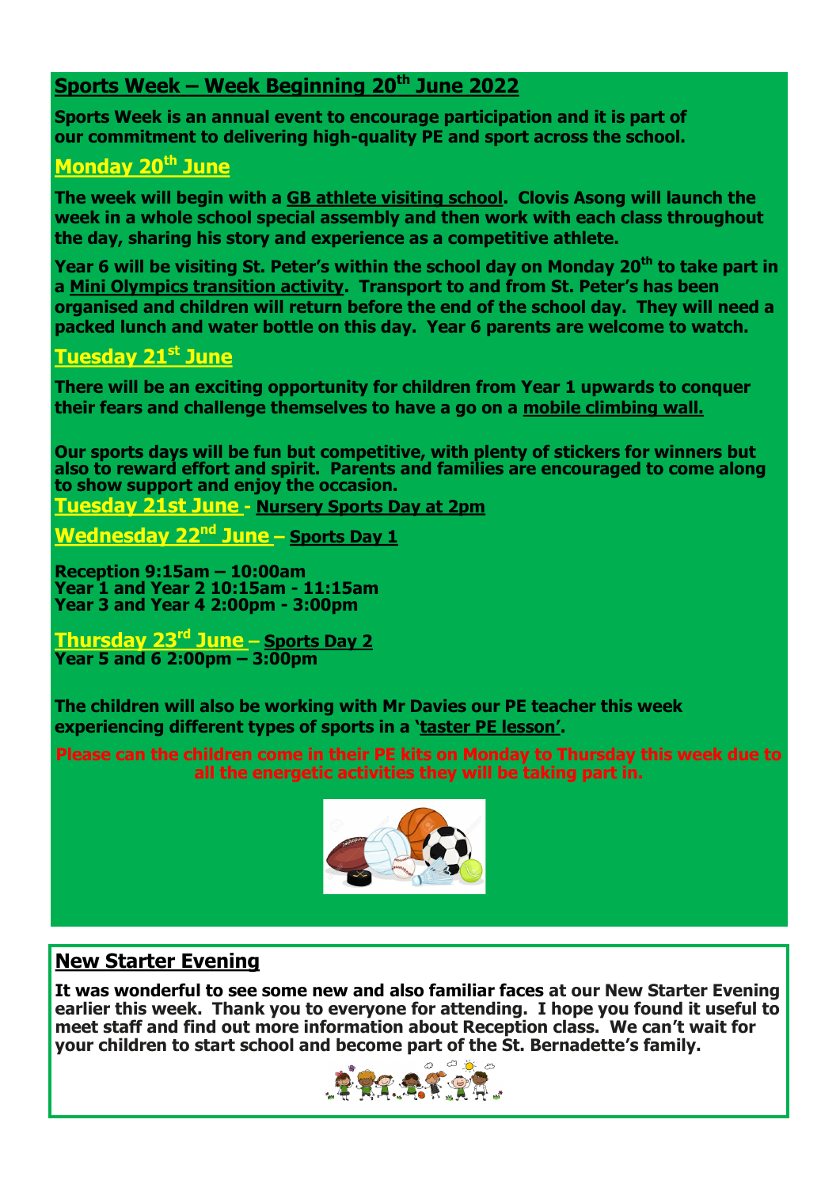## Sports Week – Week Beginning 20th June 2022

**Sports Week is an annual event to encourage participation and it is part of our commitment to delivering high-quality PE and sport across the school.**

### Monday 20th June

**The week will begin with a GB athlete visiting school. Clovis Asong will launch the week in a whole school special assembly and then work with each class throughout the day, sharing his story and experience as a competitive athlete.**

**Year 6 will be visiting St. Peter's within the school day on Monday 20th to take part in a Mini Olympics transition activity. Transport to and from St. Peter's has been organised and children will return before the end of the school day. They will need a packed lunch and water bottle on this day. Year 6 parents are welcome to watch.**

### Tuesday 21st June

**There will be an exciting opportunity for children from Year 1 upwards to conquer their fears and challenge themselves to have a go on a mobile climbing wall.**

**Our sports days will be fun but competitive, with plenty of stickers for winners but also to reward effort and spirit. Parents and families are encouraged to come along to show support and enjoy the occasion.**

### Tuesday 21st June - Nursery Sports Day at 2pm

### Wednesday 22nd June – Sports Day 1

**Reception 9:15am – 10:00am**
**Year 1 and Year 2 10:15am - 11:15am**
**Year 3 and Year 4 2:00pm - 3:00pm**

### Thursday 23rd June – Sports Day 2

**Year 5 and 6 2:00pm – 3:00pm**

**The children will also be working with Mr Davies our PE teacher this week experiencing different types of sports in a 'taster PE lesson'.**

**Please can the children come in their PE kits on Monday to Thursday this week due to all the energetic activities they will be taking part in.**

## New Starter Evening

**It was wonderful to see some new and also familiar faces at our New Starter Evening earlier this week. Thank you to everyone for attending. I hope you found it useful to meet staff and find out more information about Reception class. We can't wait for your children to start school and become part of the St. Bernadette's family.**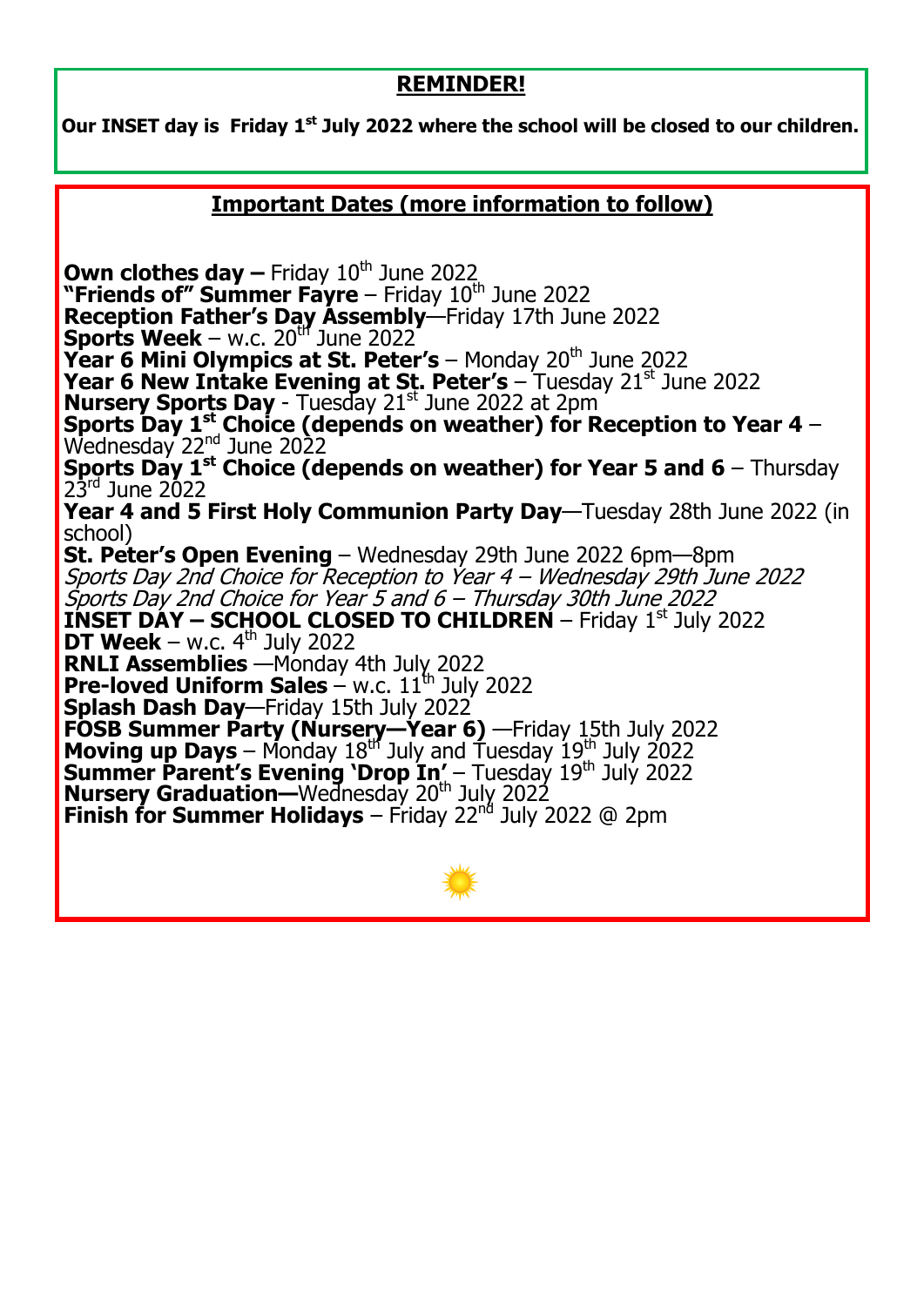**REMINDER!**

**Our INSET day is Friday 1st July 2022 where the school will be closed to our children.**

**Important Dates (more information to follow)**

**Own clothes day –** Friday 10th June 2022
**"Friends of" Summer Fayre** – Friday 10th June 2022
**Reception Father's Day Assembly**—Friday 17th June 2022
**Sports Week** – w.c. 20th June 2022
**Year 6 Mini Olympics at St. Peter's** – Monday 20th June 2022
**Year 6 New Intake Evening at St. Peter's** – Tuesday 21st June 2022
**Nursery Sports Day** - Tuesday 21st June 2022 at 2pm
**Sports Day 1st Choice (depends on weather) for Reception to Year 4** – Wednesday 22nd June 2022
**Sports Day 1st Choice (depends on weather) for Year 5 and 6** – Thursday 23rd June 2022
**Year 4 and 5 First Holy Communion Party Day**—Tuesday 28th June 2022 (in school)
**St. Peter's Open Evening** – Wednesday 29th June 2022 6pm—8pm
*Sports Day 2nd Choice for Reception to Year 4 – Wednesday 29th June 2022*
*Sports Day 2nd Choice for Year 5 and 6 – Thursday 30th June 2022*
**INSET DAY – SCHOOL CLOSED TO CHILDREN** – Friday 1st July 2022
**DT Week** – w.c. 4th July 2022
**RNLI Assemblies** —Monday 4th July 2022
**Pre-loved Uniform Sales** – w.c. 11th July 2022
**Splash Dash Day**—Friday 15th July 2022
**FOSB Summer Party (Nursery—Year 6)** —Friday 15th July 2022
**Moving up Days** – Monday 18th July and Tuesday 19th July 2022
**Summer Parent's Evening 'Drop In'** – Tuesday 19th July 2022
**Nursery Graduation—**Wednesday 20th July 2022
**Finish for Summer Holidays** – Friday 22nd July 2022 @ 2pm